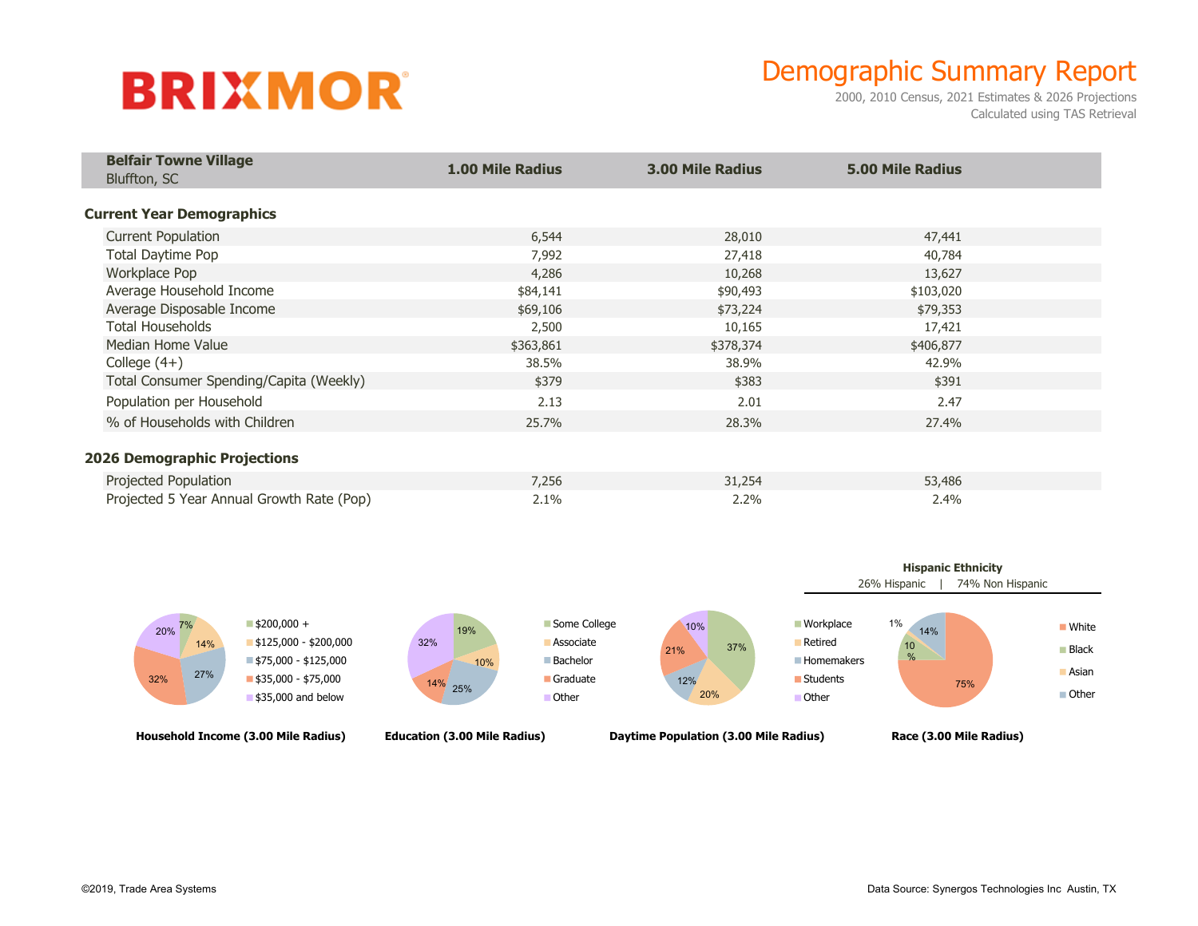**BRIXMOR**

# Demographic Summary Report

2000, 2010 Census, 2021 Estimates & 2026 Projections
Calculated using TAS Retrieval

| **Belfair Towne Village** Bluffton, SC | **1.00 Mile Radius** | **3.00 Mile Radius** | **5.00 Mile Radius** |
|---|---|---|---|
| **Current Year Demographics** | | | |
| Current Population | 6,544 | 28,010 | 47,441 |
| Total Daytime Pop | 7,992 | 27,418 | 40,784 |
| Workplace Pop | 4,286 | 10,268 | 13,627 |
| Average Household Income | $84,141 | $90,493 | $103,020 |
| Average Disposable Income | $69,106 | $73,224 | $79,353 |
| Total Households | 2,500 | 10,165 | 17,421 |
| Median Home Value | $363,861 | $378,374 | $406,877 |
| College (4+) | 38.5% | 38.9% | 42.9% |
| Total Consumer Spending/Capita (Weekly) | $379 | $383 | $391 |
| Population per Household | 2.13 | 2.01 | 2.47 |
| % of Households with Children | 25.7% | 28.3% | 27.4% |
| **2026 Demographic Projections** | | | |
| Projected Population | 7,256 | 31,254 | 53,486 |
| Projected 5 Year Annual Growth Rate (Pop) | 2.1% | 2.2% | 2.4% |

**Household Income (3.00 Mile Radius)**

| Category | Share |
|---|---|
| $200,000 + | 7% |
| $125,000 - $200,000 | 14% |
| $75,000 - $125,000 | 27% |
| $35,000 - $75,000 | 32% |
| $35,000 and below | 20% |

**Education (3.00 Mile Radius)**

| Category | Share |
|---|---|
| Some College | 19% |
| Associate | 10% |
| Bachelor | 25% |
| Graduate | 14% |
| Other | 32% |

**Daytime Population (3.00 Mile Radius)**

| Category | Share |
|---|---|
| Workplace | 37% |
| Retired | 20% |
| Homemakers | 12% |
| Students | 21% |
| Other | 10% |

**Hispanic Ethnicity**

26% Hispanic | 74% Non Hispanic

**Race (3.00 Mile Radius)**

| Category | Share |
|---|---|
| White | 75% |
| Black | 10% |
| Asian | 1% |
| Other | 14% |

©2019, Trade Area Systems

Data Source: Synergos Technologies Inc Austin, TX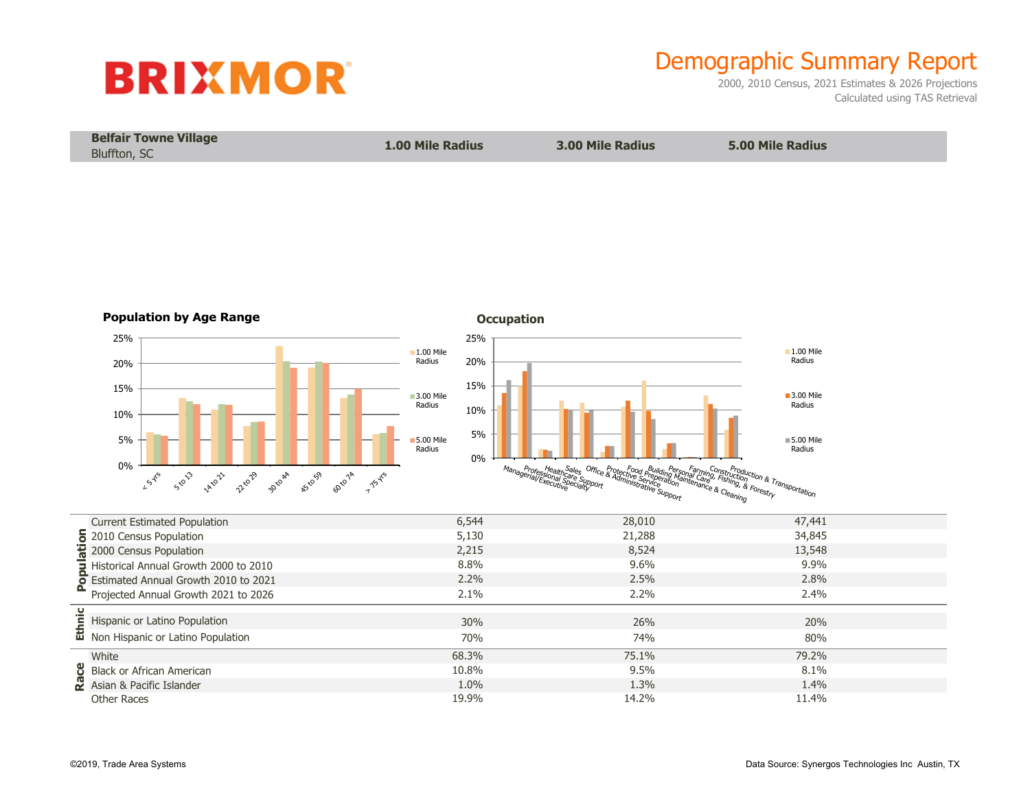# BRIXMOR

## Demographic Summary Report

2000, 2010 Census, 2021 Estimates & 2026 Projections
Calculated using TAS Retrieval

| Belfair Towne Village<br>Bluffton, SC | 1.00 Mile Radius | 3.00 Mile Radius | 5.00 Mile Radius |
|---|---|---|---|

### Population by Age Range

25%
20%
15%
10%
5%
0%

< 5 yrs
5 to 13
14 to 21
22 to 29
30 to 44
45 to 59
60 to 74
> 75 yrs

1.00 Mile Radius
3.00 Mile Radius
5.00 Mile Radius

### Occupation

25%
20%
15%
10%
5%
0%

Managerial/Executive
Professional Specialty
Healthcare Support
Sales
Office & Administrative Support
Protective Service
Food Preperation
Building Maintenance & Cleaning
Personal Care
Farming, Fishing, & Forestry
Construction
Production & Transportation

1.00 Mile Radius
3.00 Mile Radius
5.00 Mile Radius

| | | 1.00 Mile Radius | 3.00 Mile Radius | 5.00 Mile Radius |
|---|---|---|---|---|
| Population | Current Estimated Population | 6,544 | 28,010 | 47,441 |
| | 2010 Census Population | 5,130 | 21,288 | 34,845 |
| | 2000 Census Population | 2,215 | 8,524 | 13,548 |
| | Historical Annual Growth 2000 to 2010 | 8.8% | 9.6% | 9.9% |
| | Estimated Annual Growth 2010 to 2021 | 2.2% | 2.5% | 2.8% |
| | Projected Annual Growth 2021 to 2026 | 2.1% | 2.2% | 2.4% |
| Ethnic | Hispanic or Latino Population | 30% | 26% | 20% |
| | Non Hispanic or Latino Population | 70% | 74% | 80% |
| Race | White | 68.3% | 75.1% | 79.2% |
| | Black or African American | 10.8% | 9.5% | 8.1% |
| | Asian & Pacific Islander | 1.0% | 1.3% | 1.4% |
| | Other Races | 19.9% | 14.2% | 11.4% |

©2019, Trade Area Systems

Data Source: Synergos Technologies Inc Austin, TX